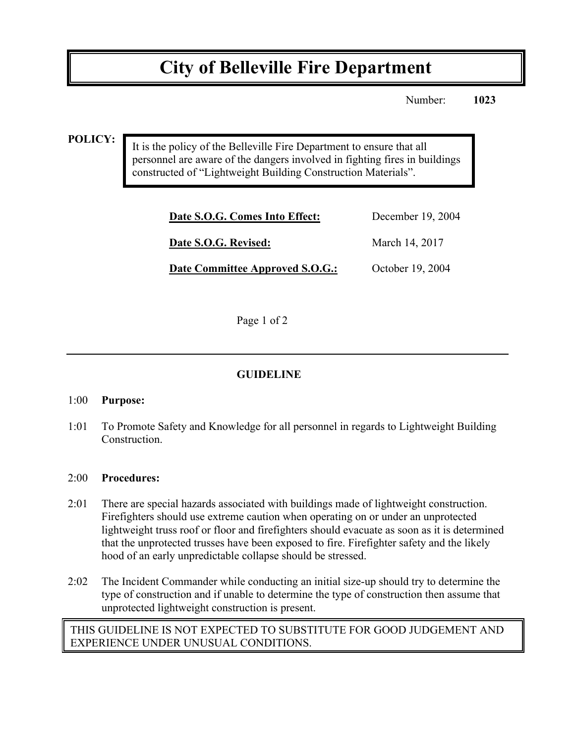# City of Belleville Fire Department

Number: **1023**

**POLICY:**

It is the policy of the Belleville Fire Department to ensure that all personnel are aware of the dangers involved in fighting fires in buildings constructed of "Lightweight Building Construction Materials".

| | |
|---|---|
| **Date S.O.G. Comes Into Effect:** | December 19, 2004 |
| **Date S.O.G. Revised:** | March 14, 2017 |
| **Date Committee Approved S.O.G.:** | October 19, 2004 |

---

## GUIDELINE

1:00 **Purpose:**

1:01 To Promote Safety and Knowledge for all personnel in regards to Lightweight Building Construction.

2:00 **Procedures:**

2:01 There are special hazards associated with buildings made of lightweight construction. Firefighters should use extreme caution when operating on or under an unprotected lightweight truss roof or floor and firefighters should evacuate as soon as it is determined that the unprotected trusses have been exposed to fire. Firefighter safety and the likely hood of an early unpredictable collapse should be stressed.

2:02 The Incident Commander while conducting an initial size-up should try to determine the type of construction and if unable to determine the type of construction then assume that unprotected lightweight construction is present.

THIS GUIDELINE IS NOT EXPECTED TO SUBSTITUTE FOR GOOD JUDGEMENT AND EXPERIENCE UNDER UNUSUAL CONDITIONS.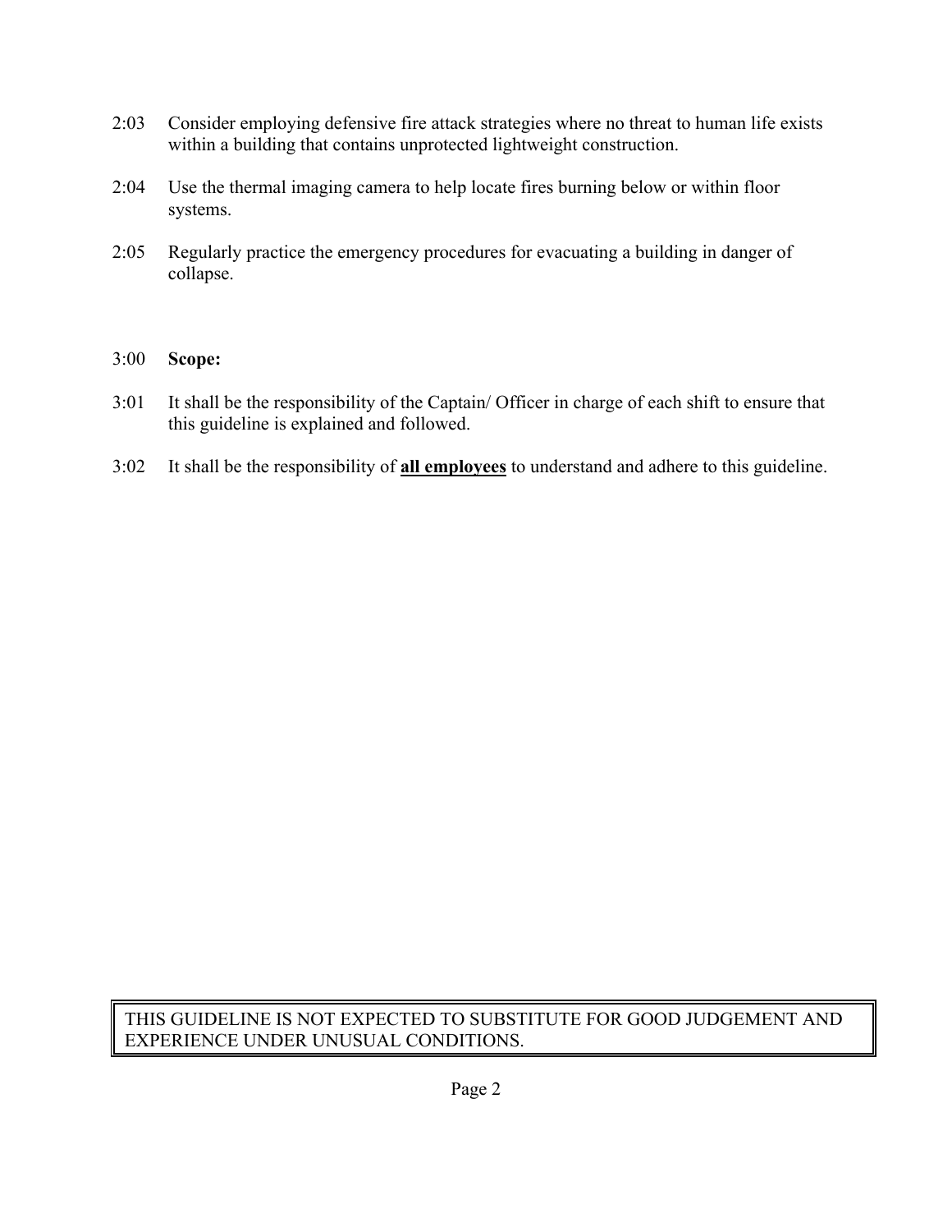2:03 Consider employing defensive fire attack strategies where no threat to human life exists within a building that contains unprotected lightweight construction.

2:04 Use the thermal imaging camera to help locate fires burning below or within floor systems.

2:05 Regularly practice the emergency procedures for evacuating a building in danger of collapse.

3:00 **Scope:**

3:01 It shall be the responsibility of the Captain/ Officer in charge of each shift to ensure that this guideline is explained and followed.

3:02 It shall be the responsibility of **<u>all employees</u>** to understand and adhere to this guideline.

THIS GUIDELINE IS NOT EXPECTED TO SUBSTITUTE FOR GOOD JUDGEMENT AND EXPERIENCE UNDER UNUSUAL CONDITIONS.